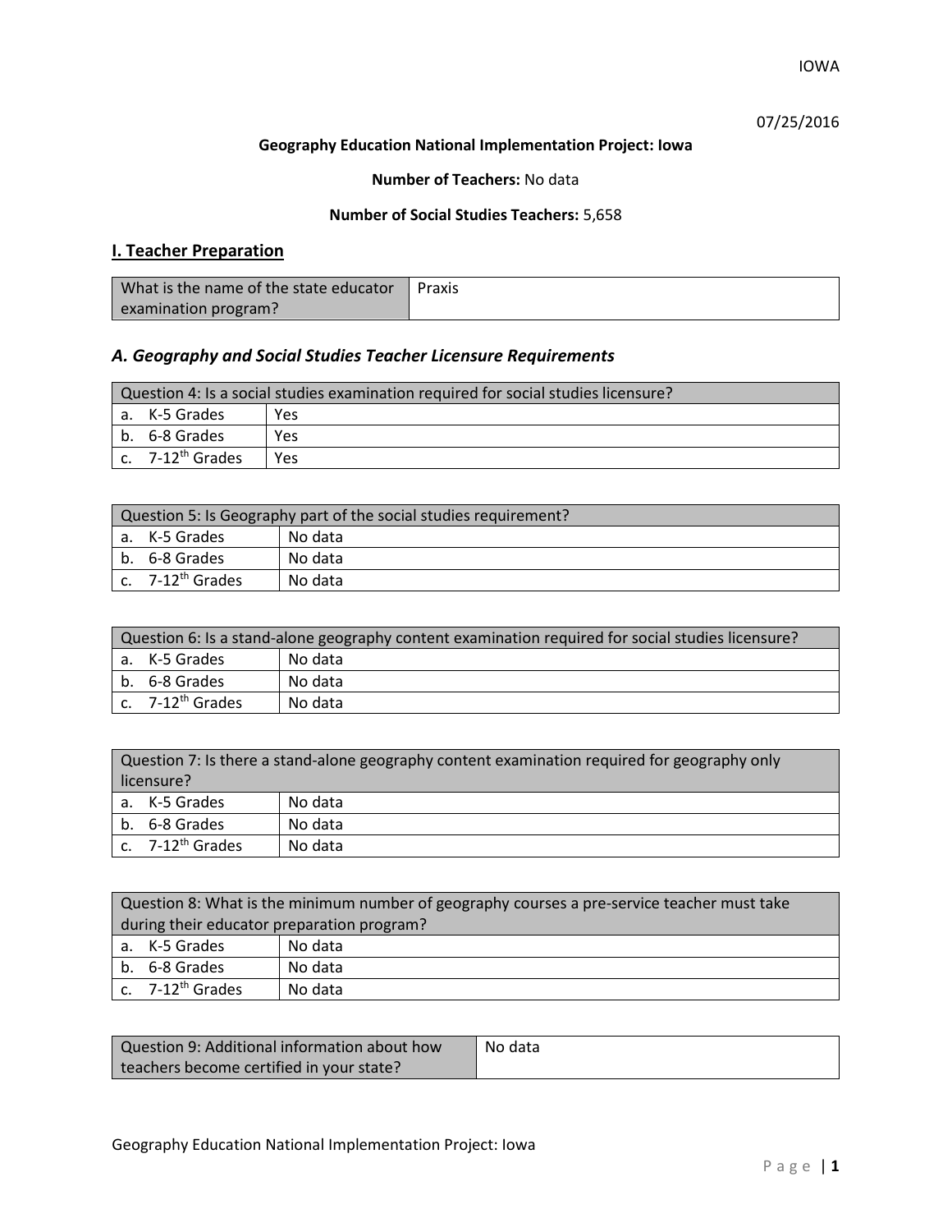IOWA

07/25/2016

**Geography Education National Implementation Project: Iowa**

**Number of Teachers:** No data

**Number of Social Studies Teachers:** 5,658

## I. Teacher Preparation

| What is the name of the state educator examination program? | Praxis |
|---|---|

### *A. Geography and Social Studies Teacher Licensure Requirements*

| Question 4: Is a social studies examination required for social studies licensure? | |
|---|---|
| a. K-5 Grades | Yes |
| b. 6-8 Grades | Yes |
| c. 7-12th Grades | Yes |

| Question 5: Is Geography part of the social studies requirement? | |
|---|---|
| a. K-5 Grades | No data |
| b. 6-8 Grades | No data |
| c. 7-12th Grades | No data |

| Question 6: Is a stand-alone geography content examination required for social studies licensure? | |
|---|---|
| a. K-5 Grades | No data |
| b. 6-8 Grades | No data |
| c. 7-12th Grades | No data |

| Question 7: Is there a stand-alone geography content examination required for geography only licensure? | |
|---|---|
| a. K-5 Grades | No data |
| b. 6-8 Grades | No data |
| c. 7-12th Grades | No data |

| Question 8: What is the minimum number of geography courses a pre-service teacher must take during their educator preparation program? | |
|---|---|
| a. K-5 Grades | No data |
| b. 6-8 Grades | No data |
| c. 7-12th Grades | No data |

| Question 9: Additional information about how teachers become certified in your state? | No data |
|---|---|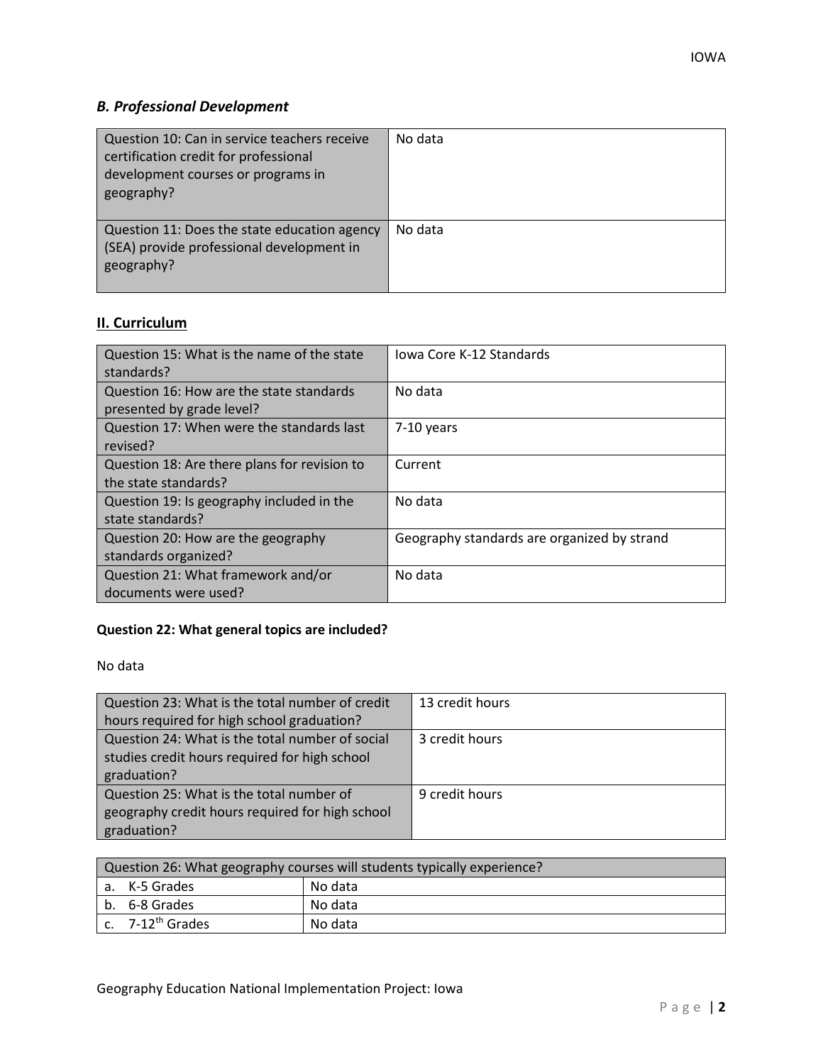### *B. Professional Development*

| | |
|---|---|
| Question 10: Can in service teachers receive certification credit for professional development courses or programs in geography? | No data |
| Question 11: Does the state education agency (SEA) provide professional development in geography? | No data |

## II. Curriculum

| | |
|---|---|
| Question 15: What is the name of the state standards? | Iowa Core K-12 Standards |
| Question 16: How are the state standards presented by grade level? | No data |
| Question 17: When were the standards last revised? | 7-10 years |
| Question 18: Are there plans for revision to the state standards? | Current |
| Question 19: Is geography included in the state standards? | No data |
| Question 20: How are the geography standards organized? | Geography standards are organized by strand |
| Question 21: What framework and/or documents were used? | No data |

**Question 22: What general topics are included?**

No data

| | |
|---|---|
| Question 23: What is the total number of credit hours required for high school graduation? | 13 credit hours |
| Question 24: What is the total number of social studies credit hours required for high school graduation? | 3 credit hours |
| Question 25: What is the total number of geography credit hours required for high school graduation? | 9 credit hours |

| Question 26: What geography courses will students typically experience? | |
|---|---|
| a. K-5 Grades | No data |
| b. 6-8 Grades | No data |
| c. 7-12th Grades | No data |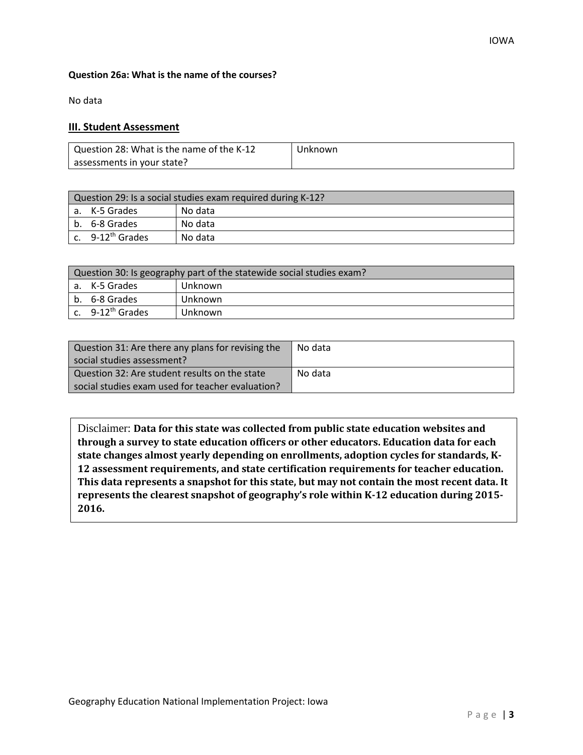**Question 26a: What is the name of the courses?**

No data

## III. Student Assessment

| | |
|---|---|
| Question 28: What is the name of the K-12 assessments in your state? | Unknown |

| Question 29: Is a social studies exam required during K-12? | |
|---|---|
| a. K-5 Grades | No data |
| b. 6-8 Grades | No data |
| c. 9-12th Grades | No data |

| Question 30: Is geography part of the statewide social studies exam? | |
|---|---|
| a. K-5 Grades | Unknown |
| b. 6-8 Grades | Unknown |
| c. 9-12th Grades | Unknown |

| | |
|---|---|
| Question 31: Are there any plans for revising the social studies assessment? | No data |
| Question 32: Are student results on the state social studies exam used for teacher evaluation? | No data |

Disclaimer: **Data for this state was collected from public state education websites and through a survey to state education officers or other educators. Education data for each state changes almost yearly depending on enrollments, adoption cycles for standards, K-12 assessment requirements, and state certification requirements for teacher education. This data represents a snapshot for this state, but may not contain the most recent data. It represents the clearest snapshot of geography's role within K-12 education during 2015-2016.**